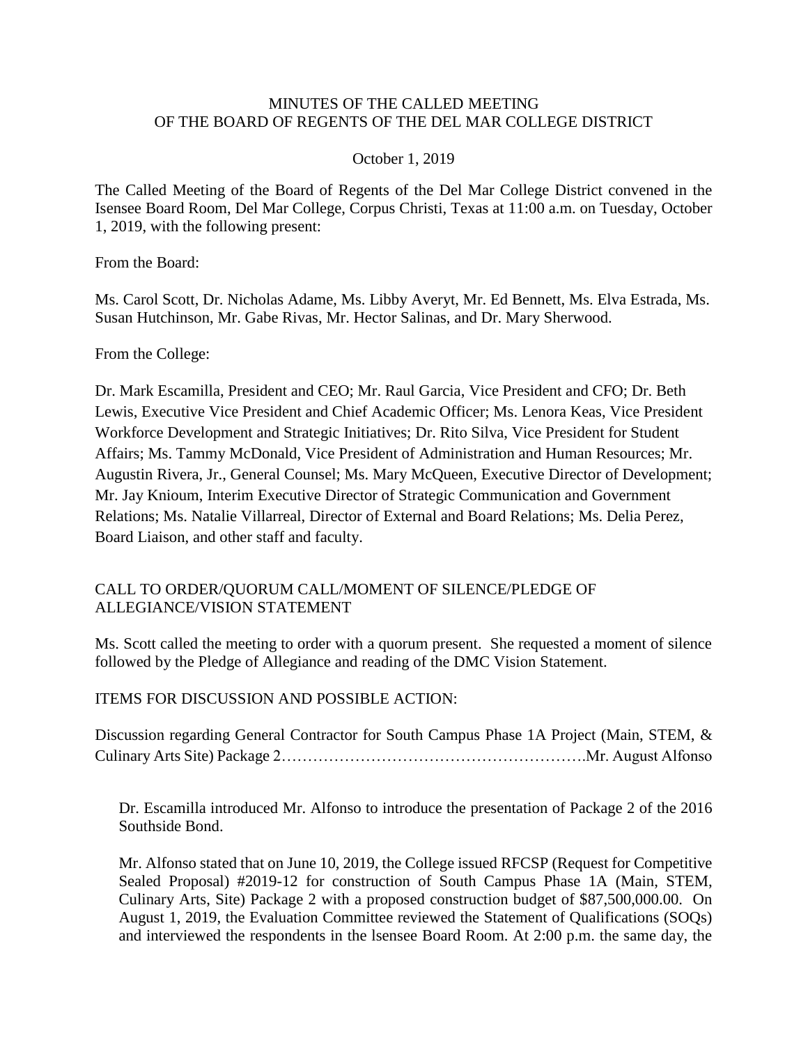MINUTES OF THE CALLED MEETING
OF THE BOARD OF REGENTS OF THE DEL MAR COLLEGE DISTRICT

October 1, 2019

The Called Meeting of the Board of Regents of the Del Mar College District convened in the Isensee Board Room, Del Mar College, Corpus Christi, Texas at 11:00 a.m. on Tuesday, October 1, 2019, with the following present:

From the Board:

Ms. Carol Scott, Dr. Nicholas Adame, Ms. Libby Averyt, Mr. Ed Bennett, Ms. Elva Estrada, Ms. Susan Hutchinson, Mr. Gabe Rivas, Mr. Hector Salinas, and Dr. Mary Sherwood.

From the College:

Dr. Mark Escamilla, President and CEO; Mr. Raul Garcia, Vice President and CFO; Dr. Beth Lewis, Executive Vice President and Chief Academic Officer; Ms. Lenora Keas, Vice President Workforce Development and Strategic Initiatives; Dr. Rito Silva, Vice President for Student Affairs; Ms. Tammy McDonald, Vice President of Administration and Human Resources; Mr. Augustin Rivera, Jr., General Counsel; Ms. Mary McQueen, Executive Director of Development; Mr. Jay Knioum, Interim Executive Director of Strategic Communication and Government Relations; Ms. Natalie Villarreal, Director of External and Board Relations; Ms. Delia Perez, Board Liaison, and other staff and faculty.

CALL TO ORDER/QUORUM CALL/MOMENT OF SILENCE/PLEDGE OF ALLEGIANCE/VISION STATEMENT

Ms. Scott called the meeting to order with a quorum present. She requested a moment of silence followed by the Pledge of Allegiance and reading of the DMC Vision Statement.

ITEMS FOR DISCUSSION AND POSSIBLE ACTION:

Discussion regarding General Contractor for South Campus Phase 1A Project (Main, STEM, & Culinary Arts Site) Package 2……………………………………………….Mr. August Alfonso

Dr. Escamilla introduced Mr. Alfonso to introduce the presentation of Package 2 of the 2016 Southside Bond.

Mr. Alfonso stated that on June 10, 2019, the College issued RFCSP (Request for Competitive Sealed Proposal) #2019-12 for construction of South Campus Phase 1A (Main, STEM, Culinary Arts, Site) Package 2 with a proposed construction budget of $87,500,000.00. On August 1, 2019, the Evaluation Committee reviewed the Statement of Qualifications (SOQs) and interviewed the respondents in the lsensee Board Room. At 2:00 p.m. the same day, the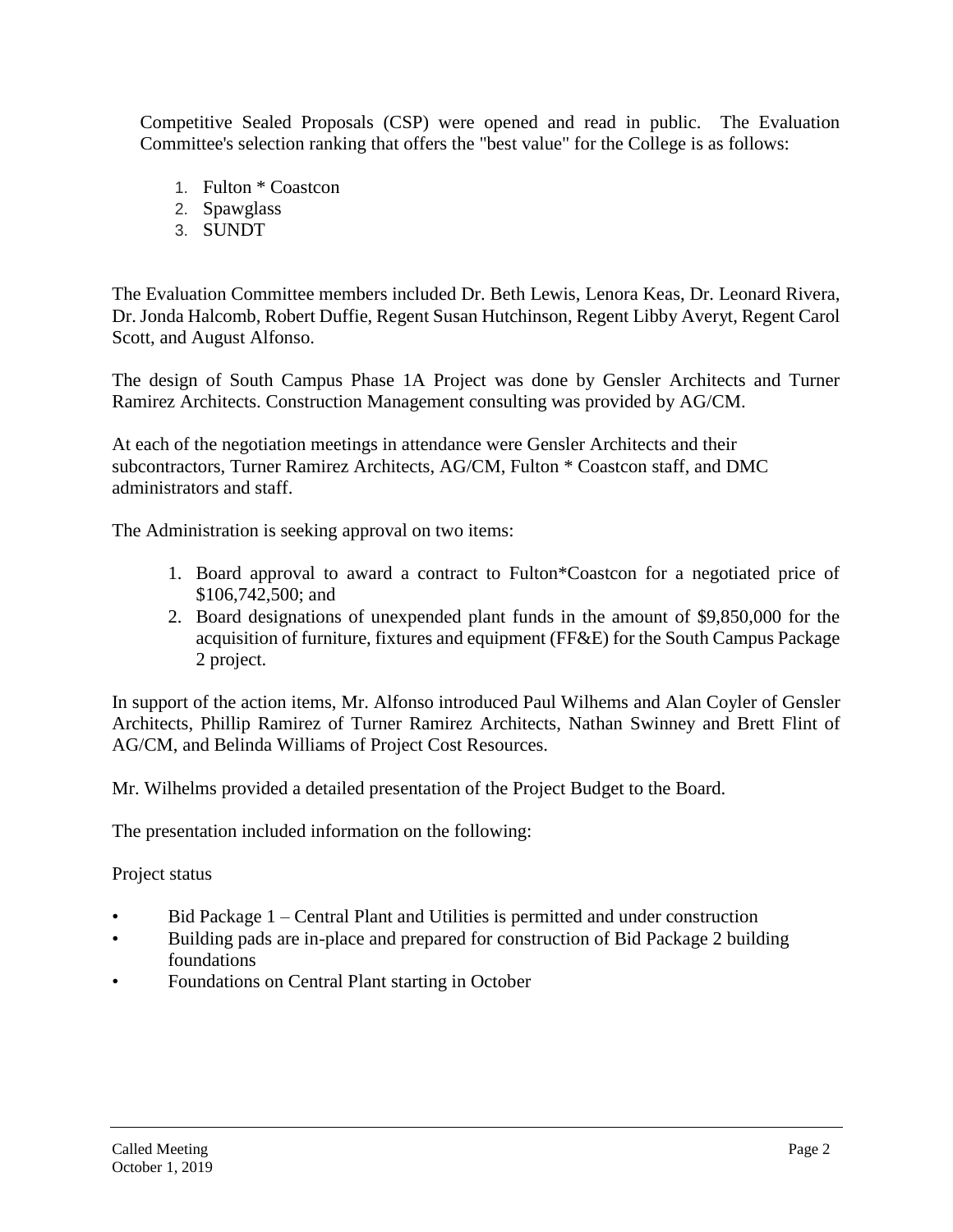Competitive Sealed Proposals (CSP) were opened and read in public. The Evaluation Committee's selection ranking that offers the "best value" for the College is as follows:

1. Fulton * Coastcon
2. Spawglass
3. SUNDT

The Evaluation Committee members included Dr. Beth Lewis, Lenora Keas, Dr. Leonard Rivera, Dr. Jonda Halcomb, Robert Duffie, Regent Susan Hutchinson, Regent Libby Averyt, Regent Carol Scott, and August Alfonso.

The design of South Campus Phase 1A Project was done by Gensler Architects and Turner Ramirez Architects. Construction Management consulting was provided by AG/CM.

At each of the negotiation meetings in attendance were Gensler Architects and their subcontractors, Turner Ramirez Architects, AG/CM, Fulton * Coastcon staff, and DMC administrators and staff.

The Administration is seeking approval on two items:

1. Board approval to award a contract to Fulton*Coastcon for a negotiated price of $106,742,500; and
2. Board designations of unexpended plant funds in the amount of $9,850,000 for the acquisition of furniture, fixtures and equipment (FF&E) for the South Campus Package 2 project.

In support of the action items, Mr. Alfonso introduced Paul Wilhems and Alan Coyler of Gensler Architects, Phillip Ramirez of Turner Ramirez Architects, Nathan Swinney and Brett Flint of AG/CM, and Belinda Williams of Project Cost Resources.

Mr. Wilhelms provided a detailed presentation of the Project Budget to the Board.

The presentation included information on the following:

Project status

- Bid Package 1 – Central Plant and Utilities is permitted and under construction
- Building pads are in-place and prepared for construction of Bid Package 2 building foundations
- Foundations on Central Plant starting in October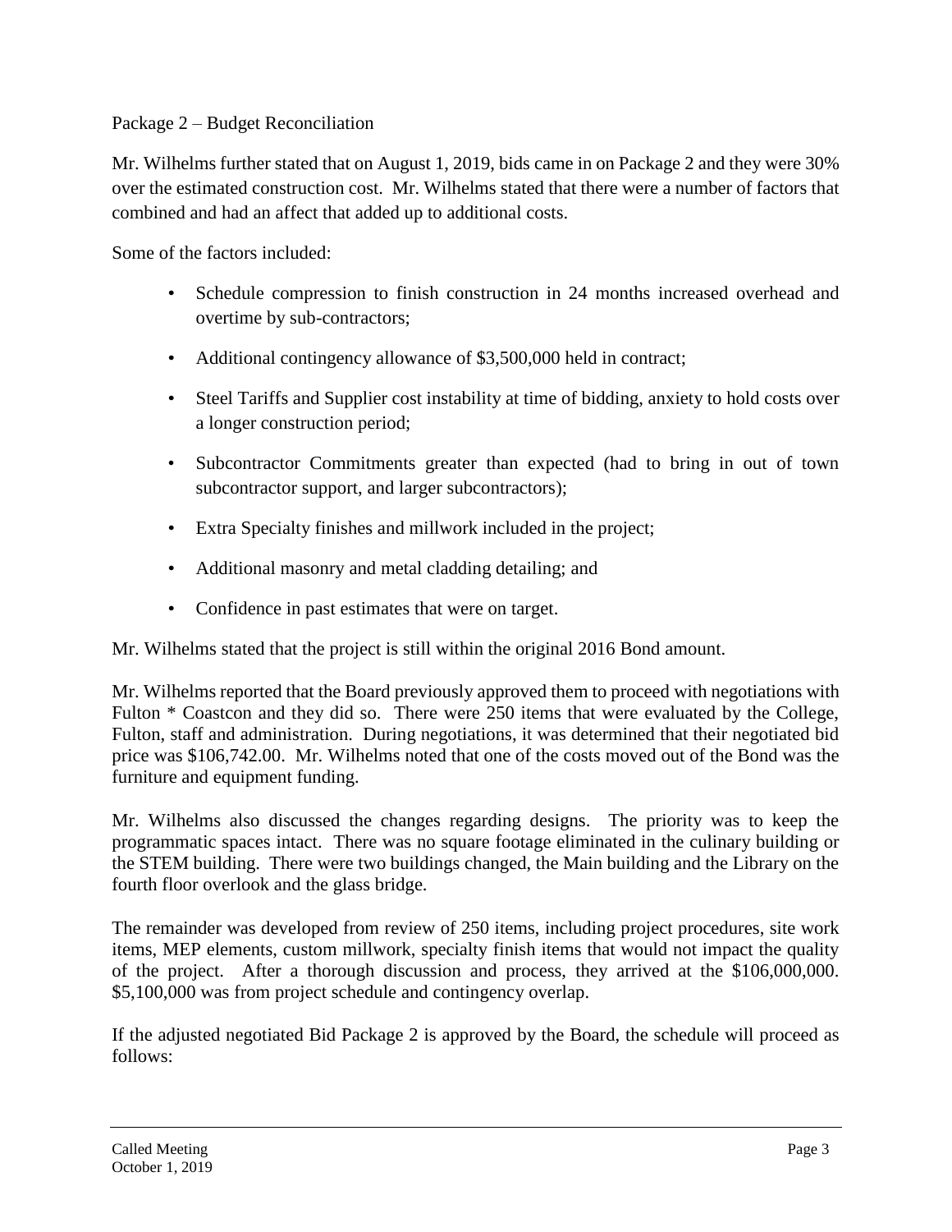Package 2 – Budget Reconciliation

Mr. Wilhelms further stated that on August 1, 2019, bids came in on Package 2 and they were 30% over the estimated construction cost. Mr. Wilhelms stated that there were a number of factors that combined and had an affect that added up to additional costs.

Some of the factors included:

- Schedule compression to finish construction in 24 months increased overhead and overtime by sub-contractors;
- Additional contingency allowance of $3,500,000 held in contract;
- Steel Tariffs and Supplier cost instability at time of bidding, anxiety to hold costs over a longer construction period;
- Subcontractor Commitments greater than expected (had to bring in out of town subcontractor support, and larger subcontractors);
- Extra Specialty finishes and millwork included in the project;
- Additional masonry and metal cladding detailing; and
- Confidence in past estimates that were on target.

Mr. Wilhelms stated that the project is still within the original 2016 Bond amount.

Mr. Wilhelms reported that the Board previously approved them to proceed with negotiations with Fulton * Coastcon and they did so. There were 250 items that were evaluated by the College, Fulton, staff and administration. During negotiations, it was determined that their negotiated bid price was $106,742.00. Mr. Wilhelms noted that one of the costs moved out of the Bond was the furniture and equipment funding.

Mr. Wilhelms also discussed the changes regarding designs. The priority was to keep the programmatic spaces intact. There was no square footage eliminated in the culinary building or the STEM building. There were two buildings changed, the Main building and the Library on the fourth floor overlook and the glass bridge.

The remainder was developed from review of 250 items, including project procedures, site work items, MEP elements, custom millwork, specialty finish items that would not impact the quality of the project. After a thorough discussion and process, they arrived at the $106,000,000. $5,100,000 was from project schedule and contingency overlap.

If the adjusted negotiated Bid Package 2 is approved by the Board, the schedule will proceed as follows: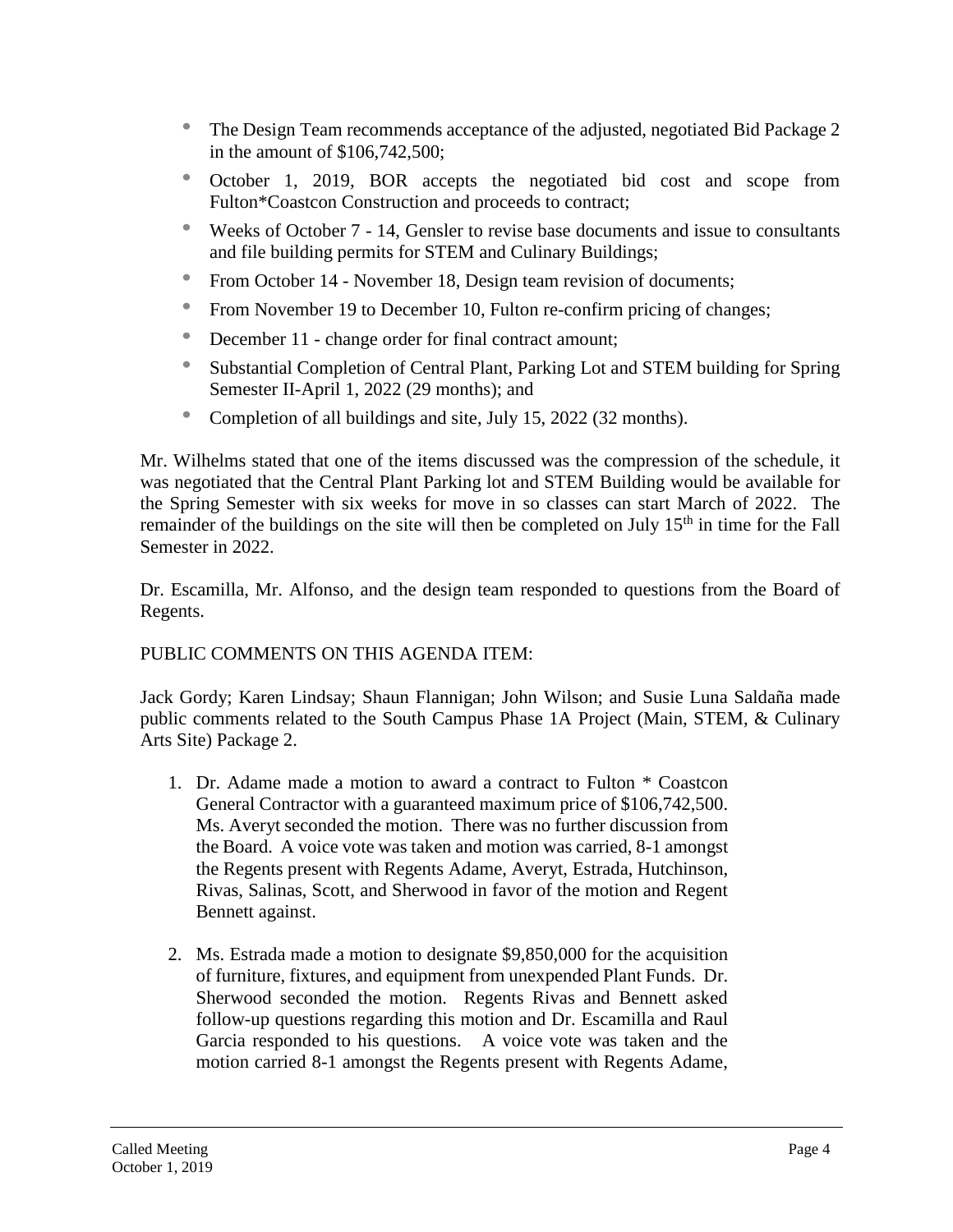- The Design Team recommends acceptance of the adjusted, negotiated Bid Package 2 in the amount of $106,742,500;
- October 1, 2019, BOR accepts the negotiated bid cost and scope from Fulton*Coastcon Construction and proceeds to contract;
- Weeks of October 7 - 14, Gensler to revise base documents and issue to consultants and file building permits for STEM and Culinary Buildings;
- From October 14 - November 18, Design team revision of documents;
- From November 19 to December 10, Fulton re-confirm pricing of changes;
- December 11 - change order for final contract amount;
- Substantial Completion of Central Plant, Parking Lot and STEM building for Spring Semester II-April 1, 2022 (29 months); and
- Completion of all buildings and site, July 15, 2022 (32 months).

Mr. Wilhelms stated that one of the items discussed was the compression of the schedule, it was negotiated that the Central Plant Parking lot and STEM Building would be available for the Spring Semester with six weeks for move in so classes can start March of 2022. The remainder of the buildings on the site will then be completed on July 15th in time for the Fall Semester in 2022.

Dr. Escamilla, Mr. Alfonso, and the design team responded to questions from the Board of Regents.

PUBLIC COMMENTS ON THIS AGENDA ITEM:

Jack Gordy; Karen Lindsay; Shaun Flannigan; John Wilson; and Susie Luna Saldaña made public comments related to the South Campus Phase 1A Project (Main, STEM, & Culinary Arts Site) Package 2.

1. Dr. Adame made a motion to award a contract to Fulton * Coastcon General Contractor with a guaranteed maximum price of $106,742,500. Ms. Averyt seconded the motion. There was no further discussion from the Board. A voice vote was taken and motion was carried, 8-1 amongst the Regents present with Regents Adame, Averyt, Estrada, Hutchinson, Rivas, Salinas, Scott, and Sherwood in favor of the motion and Regent Bennett against.

2. Ms. Estrada made a motion to designate $9,850,000 for the acquisition of furniture, fixtures, and equipment from unexpended Plant Funds. Dr. Sherwood seconded the motion. Regents Rivas and Bennett asked follow-up questions regarding this motion and Dr. Escamilla and Raul Garcia responded to his questions. A voice vote was taken and the motion carried 8-1 amongst the Regents present with Regents Adame,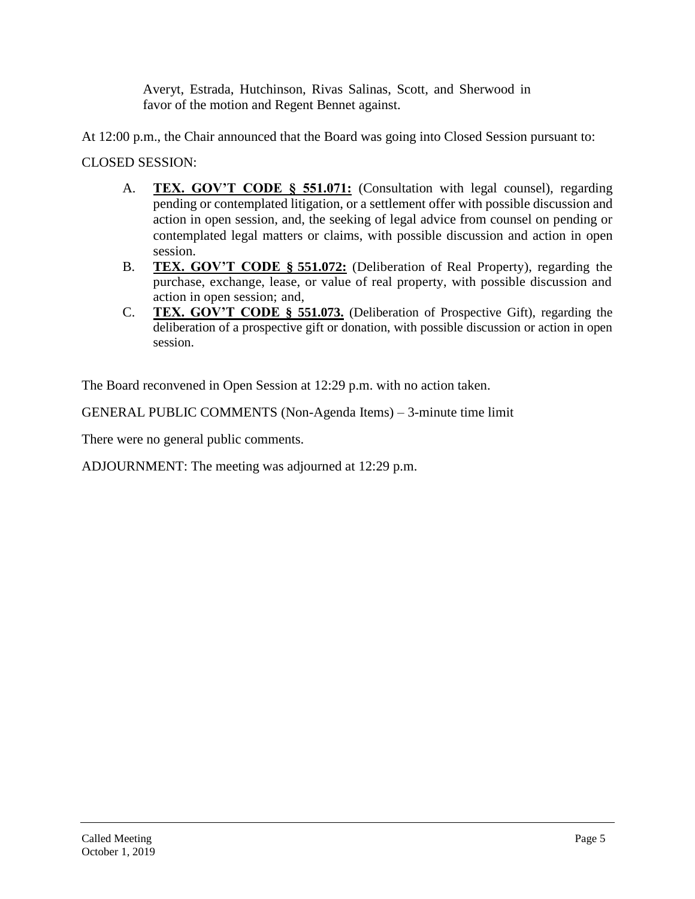Averyt, Estrada, Hutchinson, Rivas Salinas, Scott, and Sherwood in favor of the motion and Regent Bennet against.

At 12:00 p.m., the Chair announced that the Board was going into Closed Session pursuant to:

CLOSED SESSION:

A. **TEX. GOV'T CODE § 551.071:** (Consultation with legal counsel), regarding pending or contemplated litigation, or a settlement offer with possible discussion and action in open session, and, the seeking of legal advice from counsel on pending or contemplated legal matters or claims, with possible discussion and action in open session.

B. **TEX. GOV'T CODE § 551.072:** (Deliberation of Real Property), regarding the purchase, exchange, lease, or value of real property, with possible discussion and action in open session; and,

C. **TEX. GOV'T CODE § 551.073.** (Deliberation of Prospective Gift), regarding the deliberation of a prospective gift or donation, with possible discussion or action in open session.

The Board reconvened in Open Session at 12:29 p.m. with no action taken.

GENERAL PUBLIC COMMENTS (Non-Agenda Items) – 3-minute time limit

There were no general public comments.

ADJOURNMENT: The meeting was adjourned at 12:29 p.m.